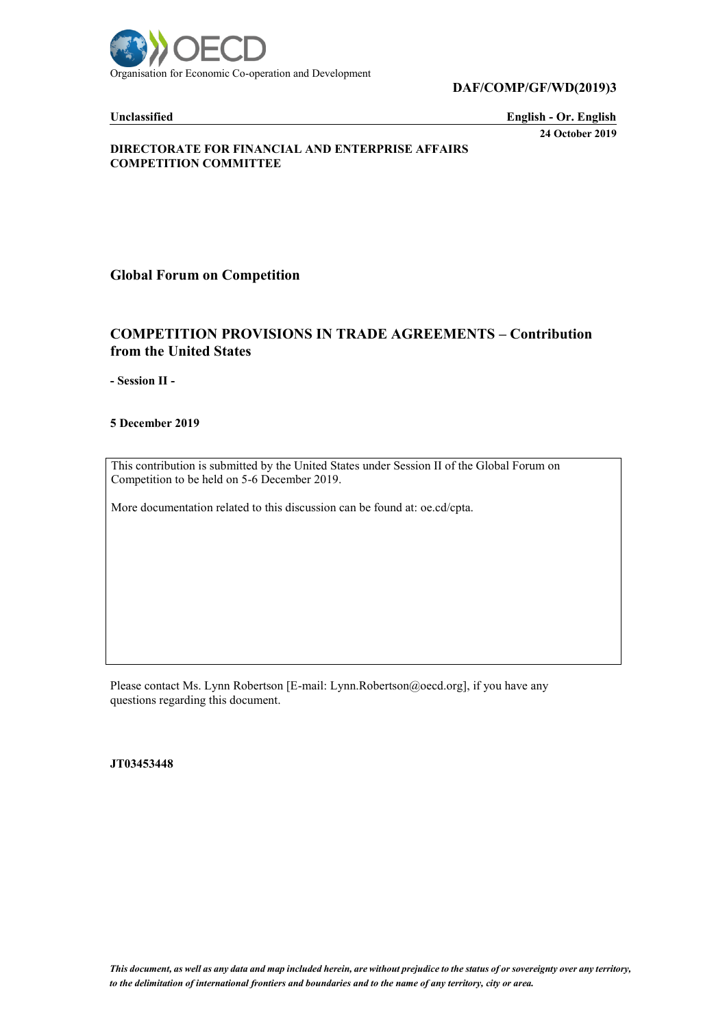Organisation for Economic Co-operation and Development

**DAF/COMP/GF/WD(2019)3**

**Unclassified** **English - Or. English**

**24 October 2019**

**DIRECTORATE FOR FINANCIAL AND ENTERPRISE AFFAIRS**
**COMPETITION COMMITTEE**

## Global Forum on Competition

# COMPETITION PROVISIONS IN TRADE AGREEMENTS – Contribution from the United States

**- Session II -**

**5 December 2019**

This contribution is submitted by the United States under Session II of the Global Forum on Competition to be held on 5-6 December 2019.

More documentation related to this discussion can be found at: oe.cd/cpta.

Please contact Ms. Lynn Robertson [E-mail: Lynn.Robertson@oecd.org], if you have any questions regarding this document.

**JT03453448**

*This document, as well as any data and map included herein, are without prejudice to the status of or sovereignty over any territory, to the delimitation of international frontiers and boundaries and to the name of any territory, city or area.*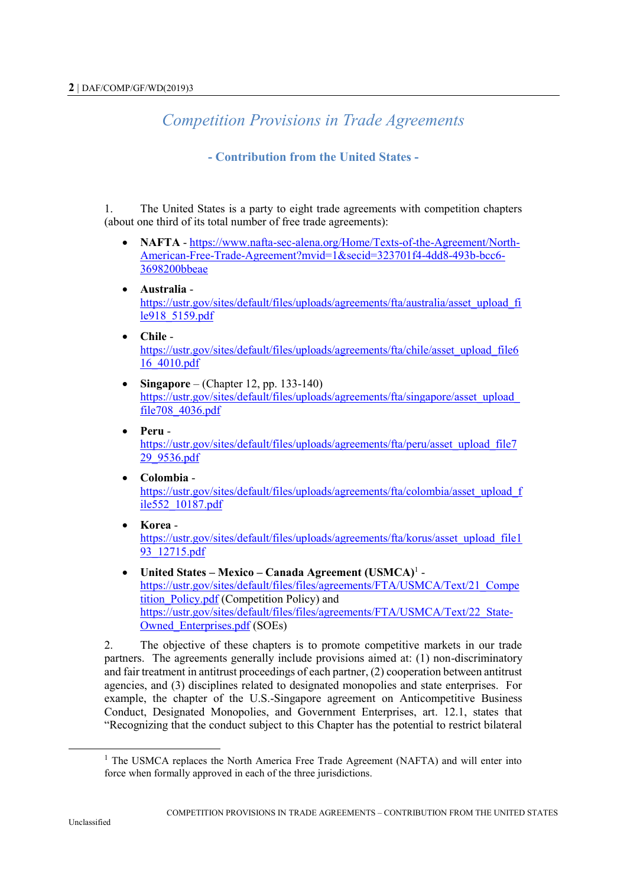# Competition Provisions in Trade Agreements

## - Contribution from the United States -

1. The United States is a party to eight trade agreements with competition chapters (about one third of its total number of free trade agreements):

- **NAFTA** - https://www.nafta-sec-alena.org/Home/Texts-of-the-Agreement/North-American-Free-Trade-Agreement?mvid=1&secid=323701f4-4dd8-493b-bcc6-3698200bbeae
- **Australia** - https://ustr.gov/sites/default/files/uploads/agreements/fta/australia/asset_upload_file918_5159.pdf
- **Chile** - https://ustr.gov/sites/default/files/uploads/agreements/fta/chile/asset_upload_file616_4010.pdf
- **Singapore** – (Chapter 12, pp. 133-140) https://ustr.gov/sites/default/files/uploads/agreements/fta/singapore/asset_upload_file708_4036.pdf
- **Peru** - https://ustr.gov/sites/default/files/uploads/agreements/fta/peru/asset_upload_file729_9536.pdf
- **Colombia** - https://ustr.gov/sites/default/files/uploads/agreements/fta/colombia/asset_upload_file552_10187.pdf
- **Korea** - https://ustr.gov/sites/default/files/uploads/agreements/fta/korus/asset_upload_file193_12715.pdf
- **United States – Mexico – Canada Agreement (USMCA)**[1] - https://ustr.gov/sites/default/files/files/agreements/FTA/USMCA/Text/21_Competition_Policy.pdf (Competition Policy) and https://ustr.gov/sites/default/files/files/agreements/FTA/USMCA/Text/22_State-Owned_Enterprises.pdf (SOEs)

2. The objective of these chapters is to promote competitive markets in our trade partners. The agreements generally include provisions aimed at: (1) non-discriminatory and fair treatment in antitrust proceedings of each partner, (2) cooperation between antitrust agencies, and (3) disciplines related to designated monopolies and state enterprises. For example, the chapter of the U.S.-Singapore agreement on Anticompetitive Business Conduct, Designated Monopolies, and Government Enterprises, art. 12.1, states that "Recognizing that the conduct subject to this Chapter has the potential to restrict bilateral

[1] The USMCA replaces the North America Free Trade Agreement (NAFTA) and will enter into force when formally approved in each of the three jurisdictions.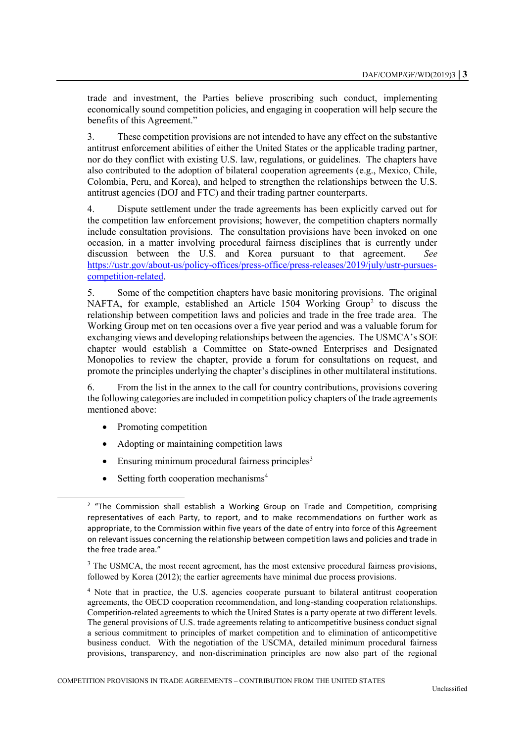trade and investment, the Parties believe proscribing such conduct, implementing economically sound competition policies, and engaging in cooperation will help secure the benefits of this Agreement."

3. These competition provisions are not intended to have any effect on the substantive antitrust enforcement abilities of either the United States or the applicable trading partner, nor do they conflict with existing U.S. law, regulations, or guidelines. The chapters have also contributed to the adoption of bilateral cooperation agreements (e.g., Mexico, Chile, Colombia, Peru, and Korea), and helped to strengthen the relationships between the U.S. antitrust agencies (DOJ and FTC) and their trading partner counterparts.

4. Dispute settlement under the trade agreements has been explicitly carved out for the competition law enforcement provisions; however, the competition chapters normally include consultation provisions. The consultation provisions have been invoked on one occasion, in a matter involving procedural fairness disciplines that is currently under discussion between the U.S. and Korea pursuant to that agreement. *See* https://ustr.gov/about-us/policy-offices/press-office/press-releases/2019/july/ustr-pursues-competition-related.

5. Some of the competition chapters have basic monitoring provisions. The original NAFTA, for example, established an Article 1504 Working Group[2] to discuss the relationship between competition laws and policies and trade in the free trade area. The Working Group met on ten occasions over a five year period and was a valuable forum for exchanging views and developing relationships between the agencies. The USMCA's SOE chapter would establish a Committee on State-owned Enterprises and Designated Monopolies to review the chapter, provide a forum for consultations on request, and promote the principles underlying the chapter's disciplines in other multilateral institutions.

6. From the list in the annex to the call for country contributions, provisions covering the following categories are included in competition policy chapters of the trade agreements mentioned above:

- Promoting competition
- Adopting or maintaining competition laws
- Ensuring minimum procedural fairness principles[3]
- Setting forth cooperation mechanisms[4]

---

[2] "The Commission shall establish a Working Group on Trade and Competition, comprising representatives of each Party, to report, and to make recommendations on further work as appropriate, to the Commission within five years of the date of entry into force of this Agreement on relevant issues concerning the relationship between competition laws and policies and trade in the free trade area."

[3] The USMCA, the most recent agreement, has the most extensive procedural fairness provisions, followed by Korea (2012); the earlier agreements have minimal due process provisions.

[4] Note that in practice, the U.S. agencies cooperate pursuant to bilateral antitrust cooperation agreements, the OECD cooperation recommendation, and long-standing cooperation relationships. Competition-related agreements to which the United States is a party operate at two different levels. The general provisions of U.S. trade agreements relating to anticompetitive business conduct signal a serious commitment to principles of market competition and to elimination of anticompetitive business conduct. With the negotiation of the USCMA, detailed minimum procedural fairness provisions, transparency, and non-discrimination principles are now also part of the regional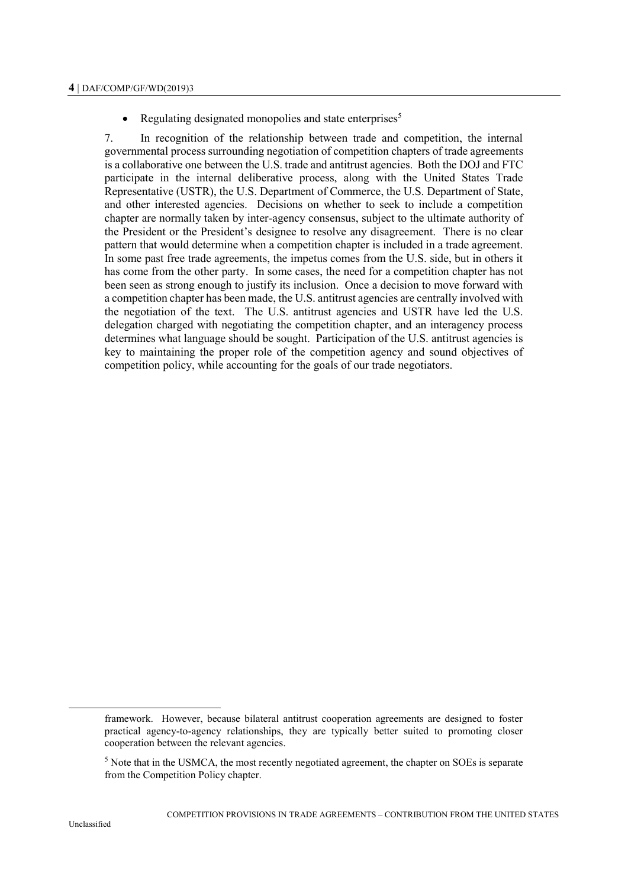- Regulating designated monopolies and state enterprises[5]

7. In recognition of the relationship between trade and competition, the internal governmental process surrounding negotiation of competition chapters of trade agreements is a collaborative one between the U.S. trade and antitrust agencies. Both the DOJ and FTC participate in the internal deliberative process, along with the United States Trade Representative (USTR), the U.S. Department of Commerce, the U.S. Department of State, and other interested agencies. Decisions on whether to seek to include a competition chapter are normally taken by inter-agency consensus, subject to the ultimate authority of the President or the President's designee to resolve any disagreement. There is no clear pattern that would determine when a competition chapter is included in a trade agreement. In some past free trade agreements, the impetus comes from the U.S. side, but in others it has come from the other party. In some cases, the need for a competition chapter has not been seen as strong enough to justify its inclusion. Once a decision to move forward with a competition chapter has been made, the U.S. antitrust agencies are centrally involved with the negotiation of the text. The U.S. antitrust agencies and USTR have led the U.S. delegation charged with negotiating the competition chapter, and an interagency process determines what language should be sought. Participation of the U.S. antitrust agencies is key to maintaining the proper role of the competition agency and sound objectives of competition policy, while accounting for the goals of our trade negotiators.

---

framework. However, because bilateral antitrust cooperation agreements are designed to foster practical agency-to-agency relationships, they are typically better suited to promoting closer cooperation between the relevant agencies.

[5] Note that in the USMCA, the most recently negotiated agreement, the chapter on SOEs is separate from the Competition Policy chapter.